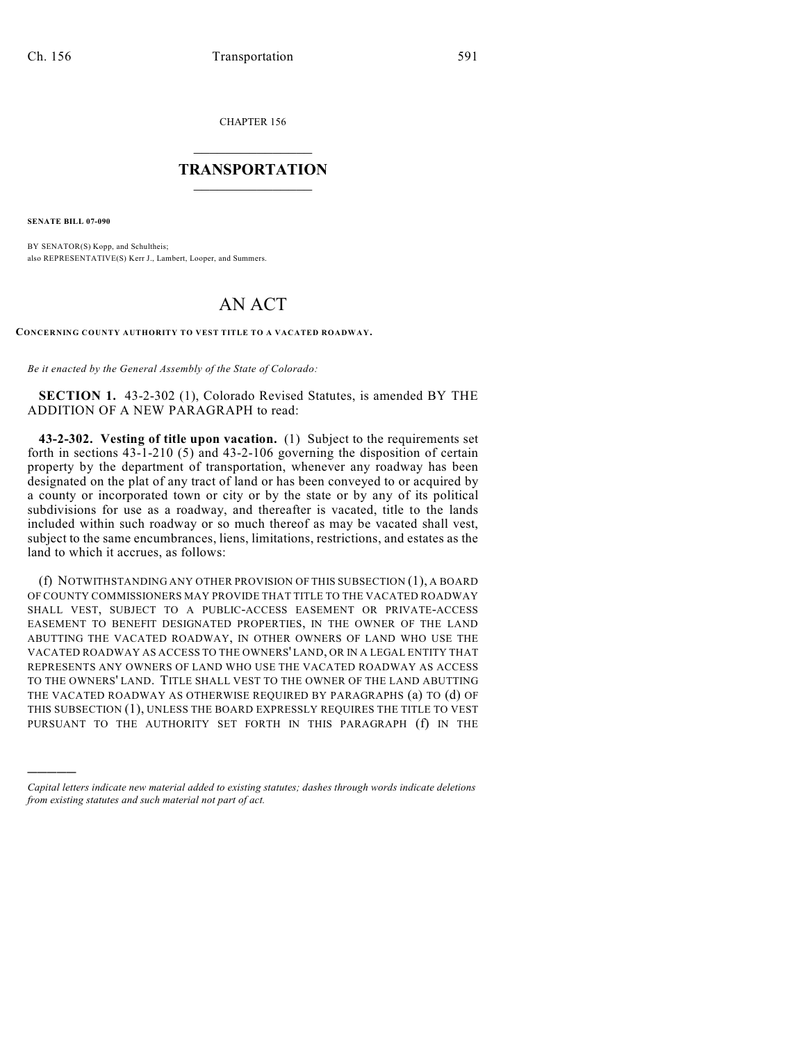CHAPTER 156

# TRANSPORTATION

**SENATE BILL 07-090**

BY SENATOR(S) Kopp, and Schultheis;
also REPRESENTATIVE(S) Kerr J., Lambert, Looper, and Summers.

# AN ACT

**CONCERNING COUNTY AUTHORITY TO VEST TITLE TO A VACATED ROADWAY.**

*Be it enacted by the General Assembly of the State of Colorado:*

**SECTION 1.** 43-2-302 (1), Colorado Revised Statutes, is amended BY THE ADDITION OF A NEW PARAGRAPH to read:

**43-2-302. Vesting of title upon vacation.** (1) Subject to the requirements set forth in sections 43-1-210 (5) and 43-2-106 governing the disposition of certain property by the department of transportation, whenever any roadway has been designated on the plat of any tract of land or has been conveyed to or acquired by a county or incorporated town or city or by the state or by any of its political subdivisions for use as a roadway, and thereafter is vacated, title to the lands included within such roadway or so much thereof as may be vacated shall vest, subject to the same encumbrances, liens, limitations, restrictions, and estates as the land to which it accrues, as follows:

(f) NOTWITHSTANDING ANY OTHER PROVISION OF THIS SUBSECTION (1), A BOARD OF COUNTY COMMISSIONERS MAY PROVIDE THAT TITLE TO THE VACATED ROADWAY SHALL VEST, SUBJECT TO A PUBLIC-ACCESS EASEMENT OR PRIVATE-ACCESS EASEMENT TO BENEFIT DESIGNATED PROPERTIES, IN THE OWNER OF THE LAND ABUTTING THE VACATED ROADWAY, IN OTHER OWNERS OF LAND WHO USE THE VACATED ROADWAY AS ACCESS TO THE OWNERS' LAND, OR IN A LEGAL ENTITY THAT REPRESENTS ANY OWNERS OF LAND WHO USE THE VACATED ROADWAY AS ACCESS TO THE OWNERS' LAND. TITLE SHALL VEST TO THE OWNER OF THE LAND ABUTTING THE VACATED ROADWAY AS OTHERWISE REQUIRED BY PARAGRAPHS (a) TO (d) OF THIS SUBSECTION (1), UNLESS THE BOARD EXPRESSLY REQUIRES THE TITLE TO VEST PURSUANT TO THE AUTHORITY SET FORTH IN THIS PARAGRAPH (f) IN THE

---

*Capital letters indicate new material added to existing statutes; dashes through words indicate deletions from existing statutes and such material not part of act.*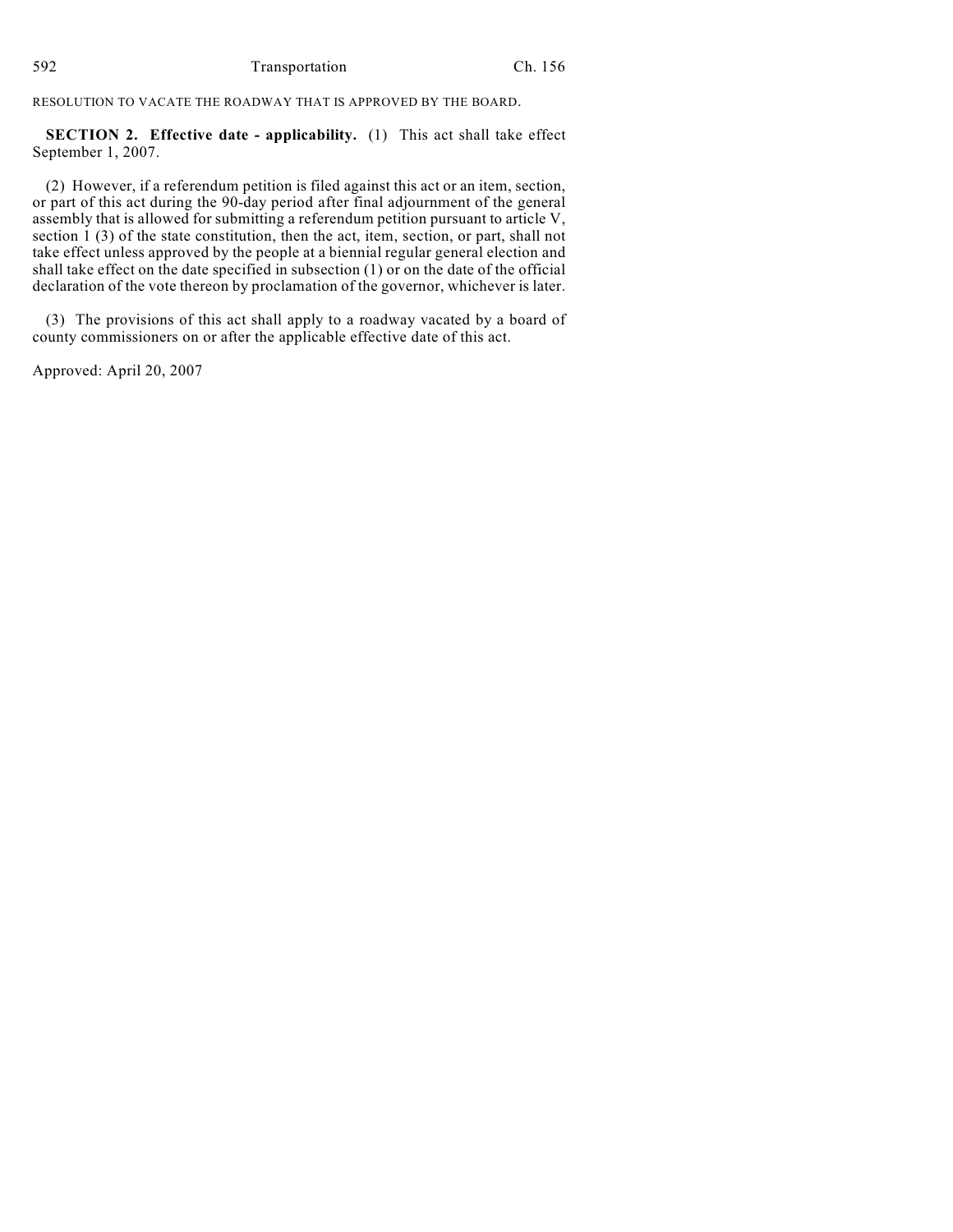RESOLUTION TO VACATE THE ROADWAY THAT IS APPROVED BY THE BOARD.

**SECTION 2. Effective date - applicability.** (1) This act shall take effect September 1, 2007.

(2) However, if a referendum petition is filed against this act or an item, section, or part of this act during the 90-day period after final adjournment of the general assembly that is allowed for submitting a referendum petition pursuant to article V, section 1 (3) of the state constitution, then the act, item, section, or part, shall not take effect unless approved by the people at a biennial regular general election and shall take effect on the date specified in subsection (1) or on the date of the official declaration of the vote thereon by proclamation of the governor, whichever is later.

(3) The provisions of this act shall apply to a roadway vacated by a board of county commissioners on or after the applicable effective date of this act.

Approved: April 20, 2007